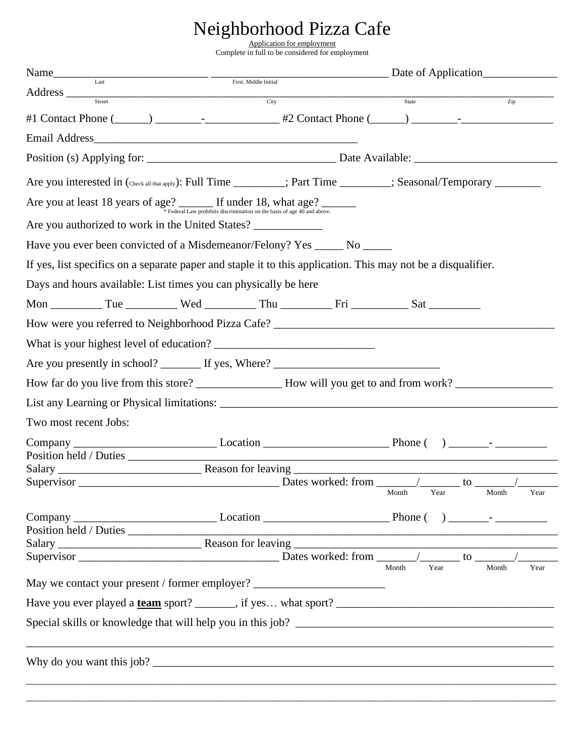# Neighborhood Pizza Cafe

Application for employment

Complete in full to be considered for employment

Name___________________________ ______________________________ Date of Application_____________
Last First, Middle Initial

Address ________________________________________________________________________________
Street City State Zip

#1 Contact Phone (______) ________-_____________ #2 Contact Phone (______) ________-________________

Email Address_______________________________________________

Position (s) Applying for: _________________________________ Date Available: _________________________

Are you interested in (Check all that apply): Full Time _________; Part Time _________; Seasonal/Temporary ________

Are you at least 18 years of age? ______ If under 18, what age? ______
* Federal Law prohibits discrimination on the basis of age 40 and above.

Are you authorized to work in the United States? ____________

Have you ever been convicted of a Misdemeanor/Felony? Yes _____ No _____

If yes, list specifics on a separate paper and staple it to this application. This may not be a disqualifier.

Days and hours available: List times you can physically be here

Mon _________ Tue _________ Wed _________ Thu _________ Fri __________ Sat _________

How were you referred to Neighborhood Pizza Cafe? ________________________________________________

What is your highest level of education? ___________________________

Are you presently in school? _______ If yes, Where? _____________________________

How far do you live from this store? _______________ How will you get to and from work? _________________

List any Learning or Physical limitations: ______________________________________________________________

Two most recent Jobs:

Company _________________________ Location ______________________ Phone ( ) _______- _________
Position held / Duties _______________________________________________________________________________
Salary _________________________ Reason for leaving _______________________________________________
Supervisor ___________________________________ Dates worked: from _______/_______ to _______/_______
Month Year Month Year

Company _________________________ Location ______________________ Phone ( ) _______- _________
Position held / Duties _______________________________________________________________________________
Salary _________________________ Reason for leaving _______________________________________________
Supervisor ___________________________________ Dates worked: from _______/_______ to _______/_______
Month Year Month Year

May we contact your present / former employer? _______________________

Have you ever played a **team** sport? _______, if yes… what sport? _______________________________________

Special skills or knowledge that will help you in this job? _____________________________________________

_______________________________________________________________________________________________

Why do you want this job? __________________________________________________________________________

_______________________________________________________________________________________________

_______________________________________________________________________________________________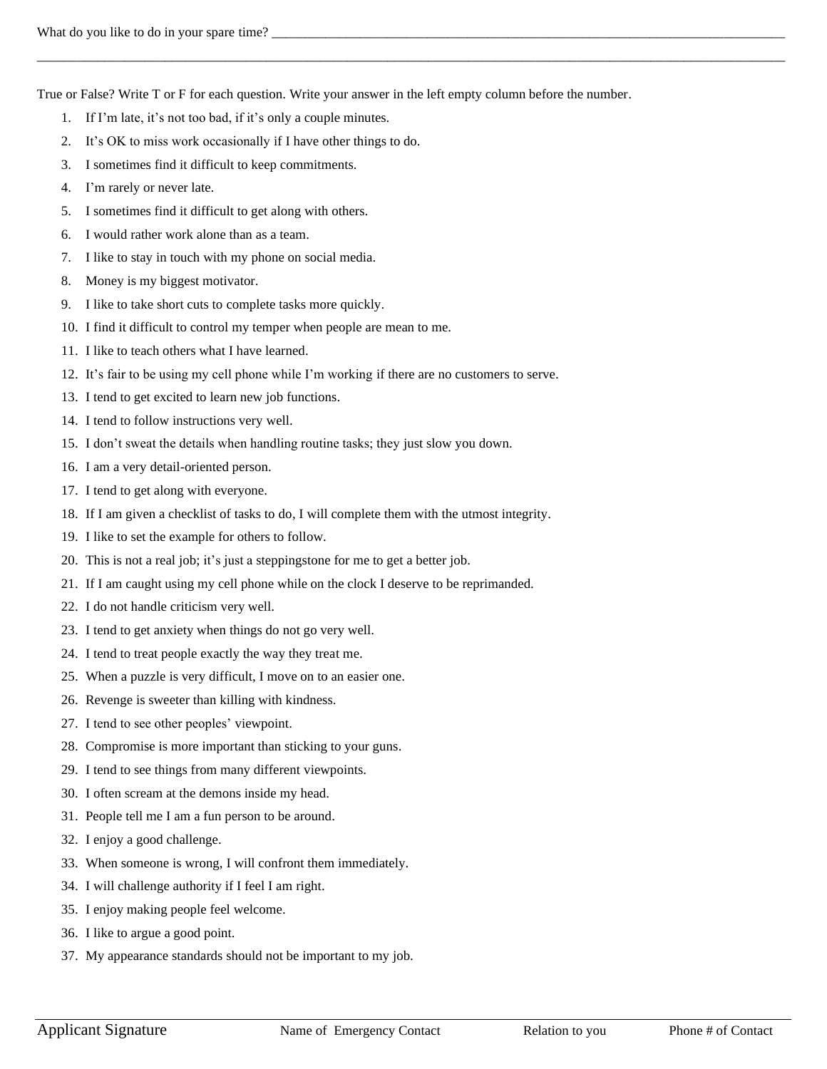What do you like to do in your spare time? _______________________________________________________________________________

______________________________________________________________________________________________________________

True or False? Write T or F for each question. Write your answer in the left empty column before the number.

1. If I'm late, it's not too bad, if it's only a couple minutes.
2. It's OK to miss work occasionally if I have other things to do.
3. I sometimes find it difficult to keep commitments.
4. I'm rarely or never late.
5. I sometimes find it difficult to get along with others.
6. I would rather work alone than as a team.
7. I like to stay in touch with my phone on social media.
8. Money is my biggest motivator.
9. I like to take short cuts to complete tasks more quickly.
10. I find it difficult to control my temper when people are mean to me.
11. I like to teach others what I have learned.
12. It's fair to be using my cell phone while I'm working if there are no customers to serve.
13. I tend to get excited to learn new job functions.
14. I tend to follow instructions very well.
15. I don't sweat the details when handling routine tasks; they just slow you down.
16. I am a very detail-oriented person.
17. I tend to get along with everyone.
18. If I am given a checklist of tasks to do, I will complete them with the utmost integrity.
19. I like to set the example for others to follow.
20. This is not a real job; it's just a steppingstone for me to get a better job.
21. If I am caught using my cell phone while on the clock I deserve to be reprimanded.
22. I do not handle criticism very well.
23. I tend to get anxiety when things do not go very well.
24. I tend to treat people exactly the way they treat me.
25. When a puzzle is very difficult, I move on to an easier one.
26. Revenge is sweeter than killing with kindness.
27. I tend to see other peoples' viewpoint.
28. Compromise is more important than sticking to your guns.
29. I tend to see things from many different viewpoints.
30. I often scream at the demons inside my head.
31. People tell me I am a fun person to be around.
32. I enjoy a good challenge.
33. When someone is wrong, I will confront them immediately.
34. I will challenge authority if I feel I am right.
35. I enjoy making people feel welcome.
36. I like to argue a good point.
37. My appearance standards should not be important to my job.

______________________________________________________________________________________________________________

Applicant Signature | Name of Emergency Contact | Relation to you | Phone # of Contact